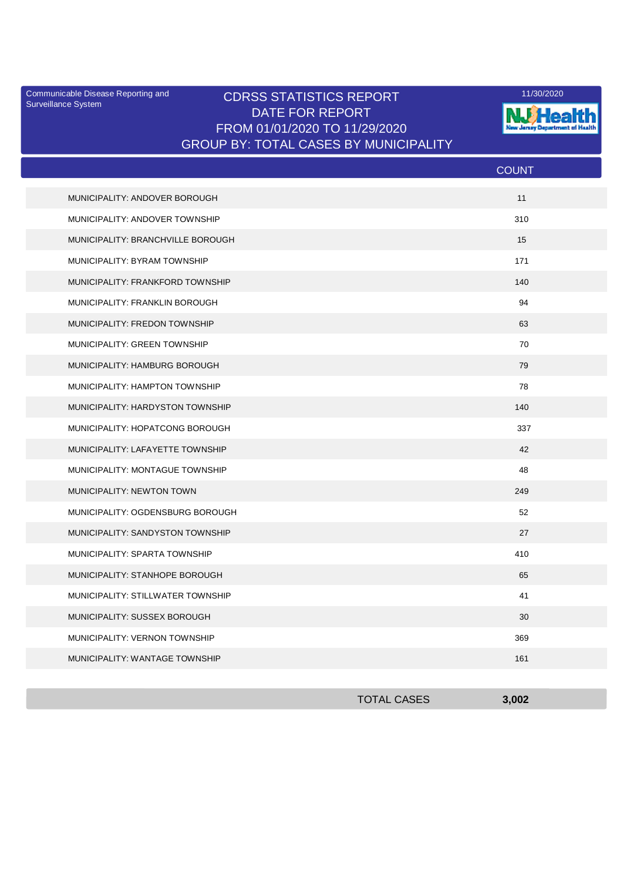Communicable Disease Reporting and Surveillance System

# CDRSS STATISTICS REPORT
## DATE FOR REPORT
## FROM 01/01/2020 TO 11/29/2020
## GROUP BY: TOTAL CASES BY MUNICIPALITY

11/30/2020

NJ Health — New Jersey Department of Health

| | COUNT |
|---|---|
| MUNICIPALITY: ANDOVER BOROUGH | 11 |
| MUNICIPALITY: ANDOVER TOWNSHIP | 310 |
| MUNICIPALITY: BRANCHVILLE BOROUGH | 15 |
| MUNICIPALITY: BYRAM TOWNSHIP | 171 |
| MUNICIPALITY: FRANKFORD TOWNSHIP | 140 |
| MUNICIPALITY: FRANKLIN BOROUGH | 94 |
| MUNICIPALITY: FREDON TOWNSHIP | 63 |
| MUNICIPALITY: GREEN TOWNSHIP | 70 |
| MUNICIPALITY: HAMBURG BOROUGH | 79 |
| MUNICIPALITY: HAMPTON TOWNSHIP | 78 |
| MUNICIPALITY: HARDYSTON TOWNSHIP | 140 |
| MUNICIPALITY: HOPATCONG BOROUGH | 337 |
| MUNICIPALITY: LAFAYETTE TOWNSHIP | 42 |
| MUNICIPALITY: MONTAGUE TOWNSHIP | 48 |
| MUNICIPALITY: NEWTON TOWN | 249 |
| MUNICIPALITY: OGDENSBURG BOROUGH | 52 |
| MUNICIPALITY: SANDYSTON TOWNSHIP | 27 |
| MUNICIPALITY: SPARTA TOWNSHIP | 410 |
| MUNICIPALITY: STANHOPE BOROUGH | 65 |
| MUNICIPALITY: STILLWATER TOWNSHIP | 41 |
| MUNICIPALITY: SUSSEX BOROUGH | 30 |
| MUNICIPALITY: VERNON TOWNSHIP | 369 |
| MUNICIPALITY: WANTAGE TOWNSHIP | 161 |
| TOTAL CASES | **3,002** |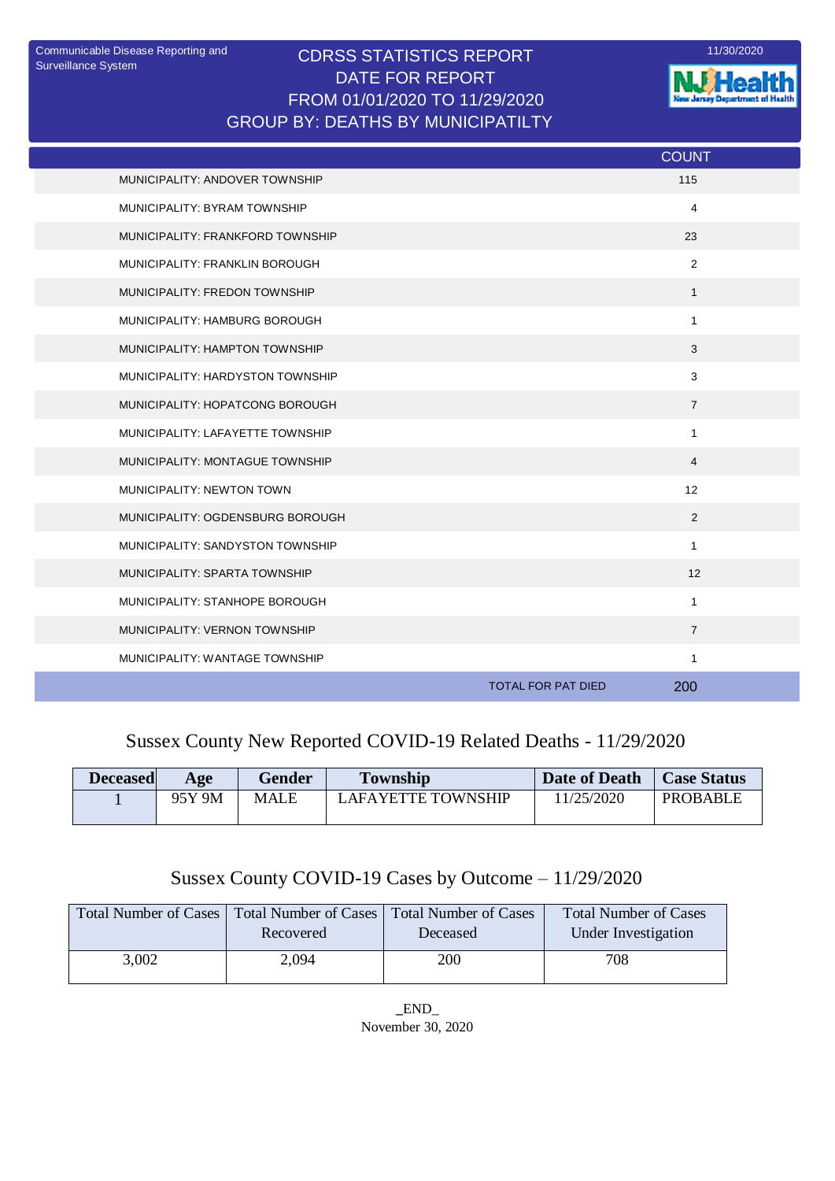Communicable Disease Reporting and Surveillance System

# CDRSS STATISTICS REPORT
## DATE FOR REPORT
## FROM 01/01/2020 TO 11/29/2020
## GROUP BY: DEATHS BY MUNICIPATILTY

11/30/2020

| | COUNT |
|---|---|
| MUNICIPALITY: ANDOVER TOWNSHIP | 115 |
| MUNICIPALITY: BYRAM TOWNSHIP | 4 |
| MUNICIPALITY: FRANKFORD TOWNSHIP | 23 |
| MUNICIPALITY: FRANKLIN BOROUGH | 2 |
| MUNICIPALITY: FREDON TOWNSHIP | 1 |
| MUNICIPALITY: HAMBURG BOROUGH | 1 |
| MUNICIPALITY: HAMPTON TOWNSHIP | 3 |
| MUNICIPALITY: HARDYSTON TOWNSHIP | 3 |
| MUNICIPALITY: HOPATCONG BOROUGH | 7 |
| MUNICIPALITY: LAFAYETTE TOWNSHIP | 1 |
| MUNICIPALITY: MONTAGUE TOWNSHIP | 4 |
| MUNICIPALITY: NEWTON TOWN | 12 |
| MUNICIPALITY: OGDENSBURG BOROUGH | 2 |
| MUNICIPALITY: SANDYSTON TOWNSHIP | 1 |
| MUNICIPALITY: SPARTA TOWNSHIP | 12 |
| MUNICIPALITY: STANHOPE BOROUGH | 1 |
| MUNICIPALITY: VERNON TOWNSHIP | 7 |
| MUNICIPALITY: WANTAGE TOWNSHIP | 1 |
| TOTAL FOR PAT DIED | 200 |

## Sussex County New Reported COVID-19 Related Deaths - 11/29/2020

| Deceased | Age | Gender | Township | Date of Death | Case Status |
|---|---|---|---|---|---|
| 1 | 95Y 9M | MALE | LAFAYETTE TOWNSHIP | 11/25/2020 | PROBABLE |

## Sussex County COVID-19 Cases by Outcome – 11/29/2020

| Total Number of Cases | Total Number of Cases Recovered | Total Number of Cases Deceased | Total Number of Cases Under Investigation |
|---|---|---|---|
| 3,002 | 2,094 | 200 | 708 |

_END_
November 30, 2020